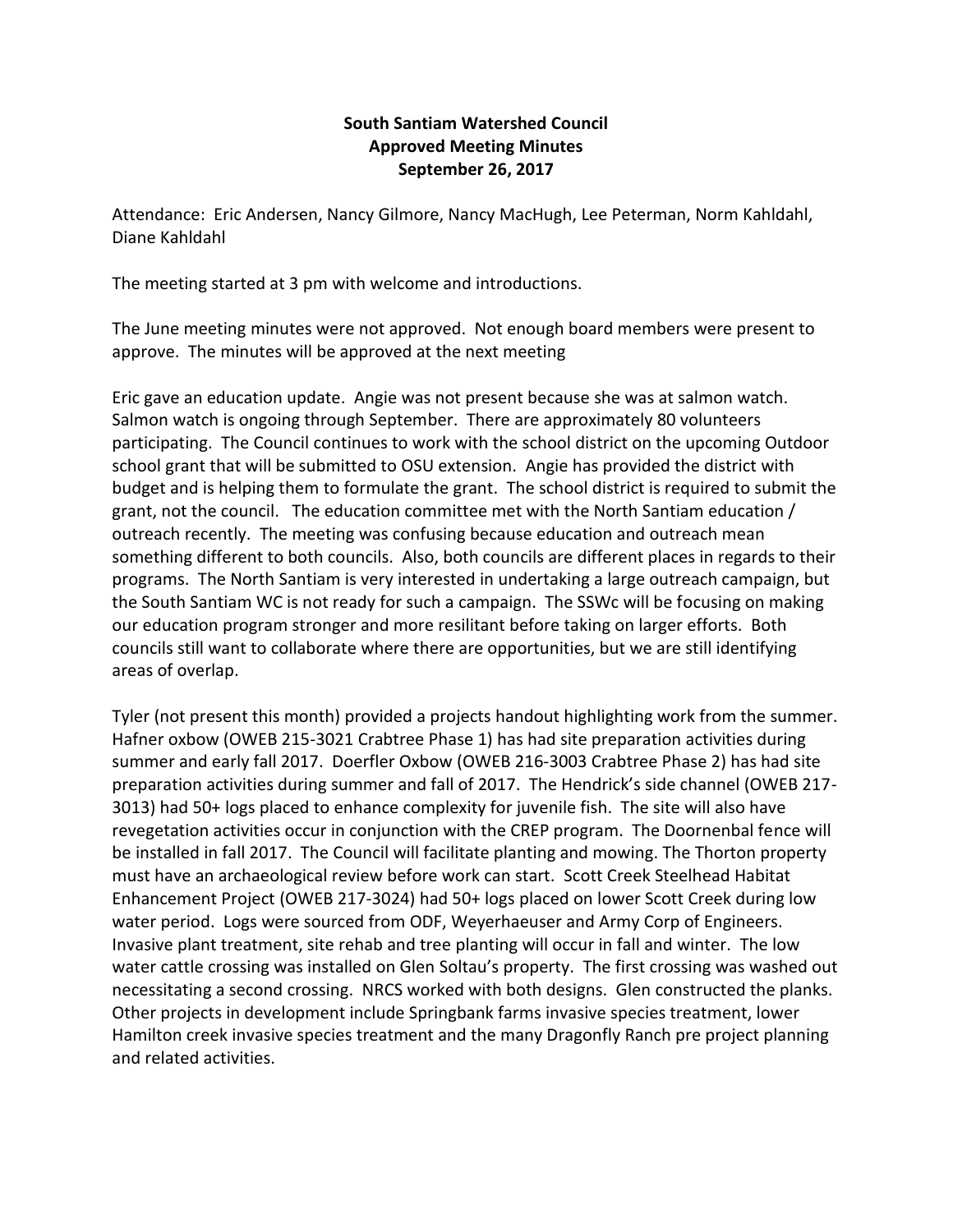# South Santiam Watershed Council
## Approved Meeting Minutes
### September 26, 2017

Attendance: Eric Andersen, Nancy Gilmore, Nancy MacHugh, Lee Peterman, Norm Kahldahl, Diane Kahldahl

The meeting started at 3 pm with welcome and introductions.

The June meeting minutes were not approved. Not enough board members were present to approve. The minutes will be approved at the next meeting

Eric gave an education update. Angie was not present because she was at salmon watch. Salmon watch is ongoing through September. There are approximately 80 volunteers participating. The Council continues to work with the school district on the upcoming Outdoor school grant that will be submitted to OSU extension. Angie has provided the district with budget and is helping them to formulate the grant. The school district is required to submit the grant, not the council. The education committee met with the North Santiam education / outreach recently. The meeting was confusing because education and outreach mean something different to both councils. Also, both councils are different places in regards to their programs. The North Santiam is very interested in undertaking a large outreach campaign, but the South Santiam WC is not ready for such a campaign. The SSWc will be focusing on making our education program stronger and more resilitant before taking on larger efforts. Both councils still want to collaborate where there are opportunities, but we are still identifying areas of overlap.

Tyler (not present this month) provided a projects handout highlighting work from the summer. Hafner oxbow (OWEB 215-3021 Crabtree Phase 1) has had site preparation activities during summer and early fall 2017. Doerfler Oxbow (OWEB 216-3003 Crabtree Phase 2) has had site preparation activities during summer and fall of 2017. The Hendrick's side channel (OWEB 217-3013) had 50+ logs placed to enhance complexity for juvenile fish. The site will also have revegetation activities occur in conjunction with the CREP program. The Doornenbal fence will be installed in fall 2017. The Council will facilitate planting and mowing. The Thorton property must have an archaeological review before work can start. Scott Creek Steelhead Habitat Enhancement Project (OWEB 217-3024) had 50+ logs placed on lower Scott Creek during low water period. Logs were sourced from ODF, Weyerhaeuser and Army Corp of Engineers. Invasive plant treatment, site rehab and tree planting will occur in fall and winter. The low water cattle crossing was installed on Glen Soltau's property. The first crossing was washed out necessitating a second crossing. NRCS worked with both designs. Glen constructed the planks. Other projects in development include Springbank farms invasive species treatment, lower Hamilton creek invasive species treatment and the many Dragonfly Ranch pre project planning and related activities.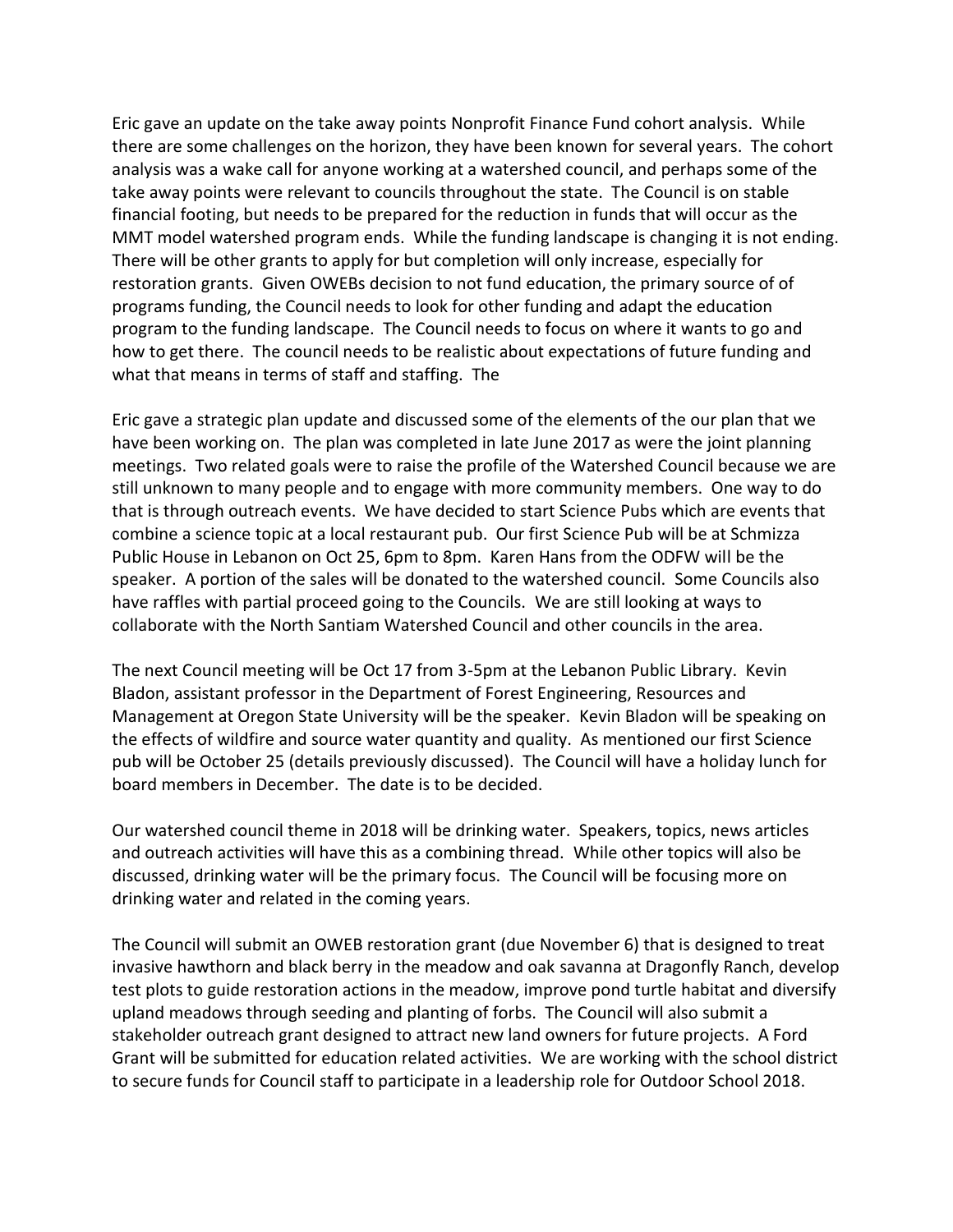Eric gave an update on the take away points Nonprofit Finance Fund cohort analysis. While there are some challenges on the horizon, they have been known for several years. The cohort analysis was a wake call for anyone working at a watershed council, and perhaps some of the take away points were relevant to councils throughout the state. The Council is on stable financial footing, but needs to be prepared for the reduction in funds that will occur as the MMT model watershed program ends. While the funding landscape is changing it is not ending. There will be other grants to apply for but completion will only increase, especially for restoration grants. Given OWEBs decision to not fund education, the primary source of of programs funding, the Council needs to look for other funding and adapt the education program to the funding landscape. The Council needs to focus on where it wants to go and how to get there. The council needs to be realistic about expectations of future funding and what that means in terms of staff and staffing. The

Eric gave a strategic plan update and discussed some of the elements of the our plan that we have been working on. The plan was completed in late June 2017 as were the joint planning meetings. Two related goals were to raise the profile of the Watershed Council because we are still unknown to many people and to engage with more community members. One way to do that is through outreach events. We have decided to start Science Pubs which are events that combine a science topic at a local restaurant pub. Our first Science Pub will be at Schmizza Public House in Lebanon on Oct 25, 6pm to 8pm. Karen Hans from the ODFW will be the speaker. A portion of the sales will be donated to the watershed council. Some Councils also have raffles with partial proceed going to the Councils. We are still looking at ways to collaborate with the North Santiam Watershed Council and other councils in the area.

The next Council meeting will be Oct 17 from 3-5pm at the Lebanon Public Library. Kevin Bladon, assistant professor in the Department of Forest Engineering, Resources and Management at Oregon State University will be the speaker. Kevin Bladon will be speaking on the effects of wildfire and source water quantity and quality. As mentioned our first Science pub will be October 25 (details previously discussed). The Council will have a holiday lunch for board members in December. The date is to be decided.

Our watershed council theme in 2018 will be drinking water. Speakers, topics, news articles and outreach activities will have this as a combining thread. While other topics will also be discussed, drinking water will be the primary focus. The Council will be focusing more on drinking water and related in the coming years.

The Council will submit an OWEB restoration grant (due November 6) that is designed to treat invasive hawthorn and black berry in the meadow and oak savanna at Dragonfly Ranch, develop test plots to guide restoration actions in the meadow, improve pond turtle habitat and diversify upland meadows through seeding and planting of forbs. The Council will also submit a stakeholder outreach grant designed to attract new land owners for future projects. A Ford Grant will be submitted for education related activities. We are working with the school district to secure funds for Council staff to participate in a leadership role for Outdoor School 2018.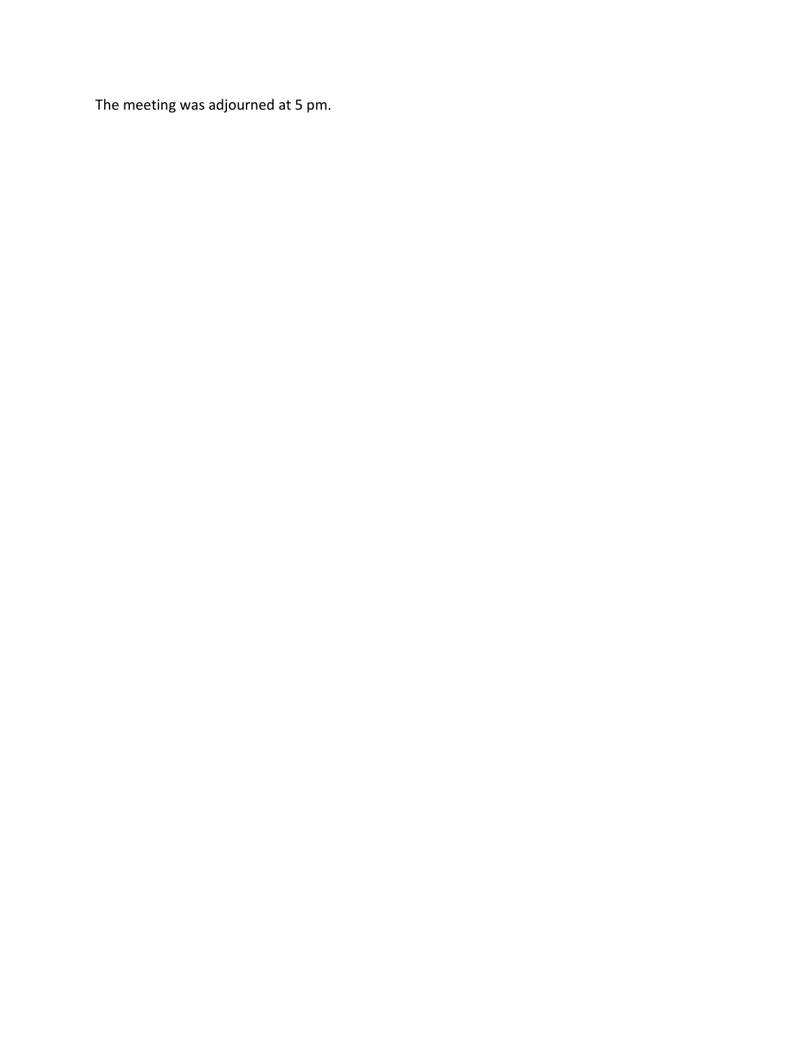The meeting was adjourned at 5 pm.